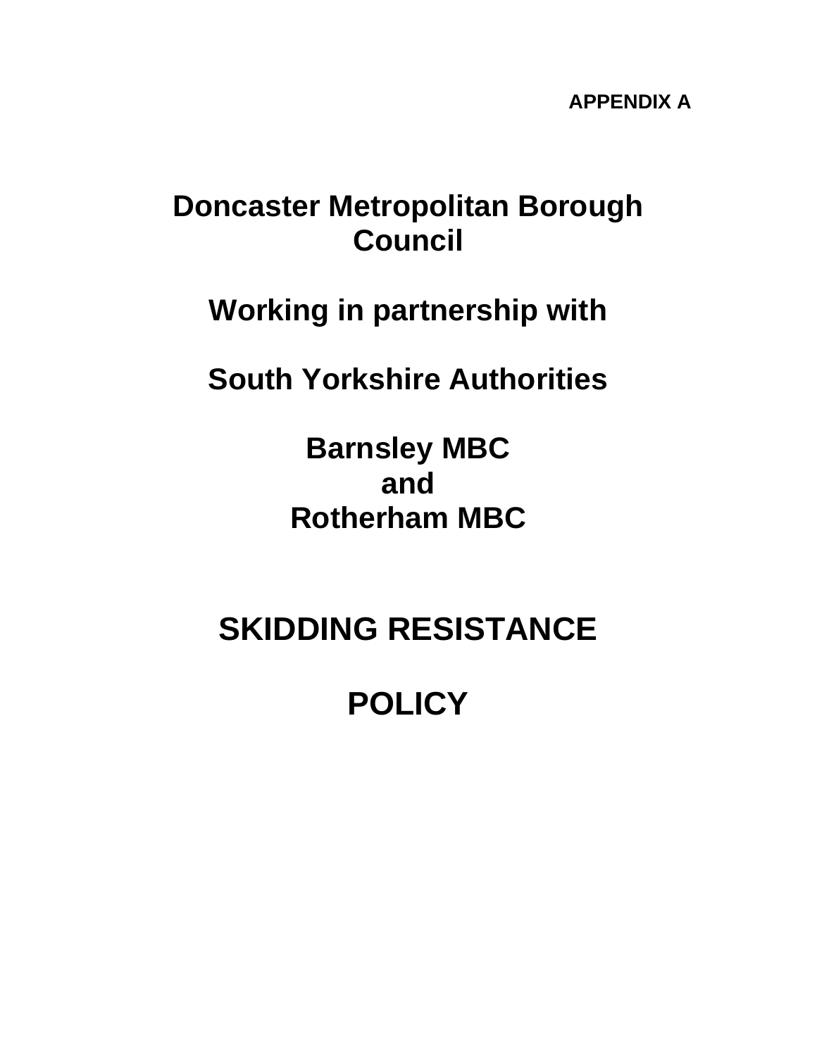**APPENDIX A**

# Doncaster Metropolitan Borough Council

## Working in partnership with

## South Yorkshire Authorities

## Barnsley MBC
## and
## Rotherham MBC

# SKIDDING RESISTANCE

# POLICY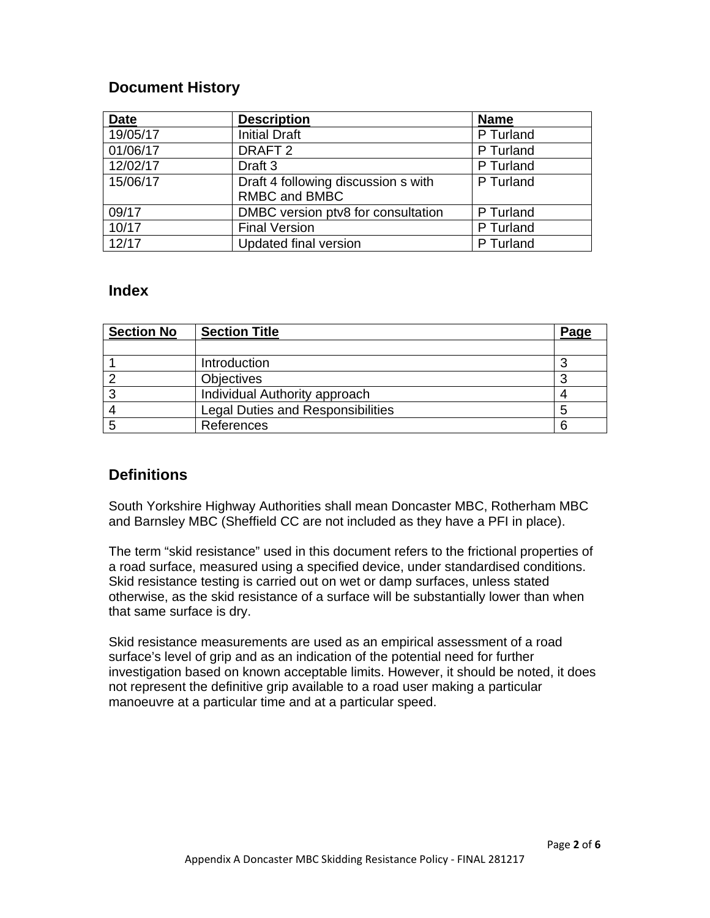## Document History

| Date | Description | Name |
|---|---|---|
| 19/05/17 | Initial Draft | P Turland |
| 01/06/17 | DRAFT 2 | P Turland |
| 12/02/17 | Draft 3 | P Turland |
| 15/06/17 | Draft 4 following discussion s with RMBC and BMBC | P Turland |
| 09/17 | DMBC version ptv8 for consultation | P Turland |
| 10/17 | Final Version | P Turland |
| 12/17 | Updated final version | P Turland |

## Index

| Section No | Section Title | Page |
|---|---|---|
| | | |
| 1 | Introduction | 3 |
| 2 | Objectives | 3 |
| 3 | Individual Authority approach | 4 |
| 4 | Legal Duties and Responsibilities | 5 |
| 5 | References | 6 |

## Definitions

South Yorkshire Highway Authorities shall mean Doncaster MBC, Rotherham MBC and Barnsley MBC (Sheffield CC are not included as they have a PFI in place).

The term "skid resistance" used in this document refers to the frictional properties of a road surface, measured using a specified device, under standardised conditions. Skid resistance testing is carried out on wet or damp surfaces, unless stated otherwise, as the skid resistance of a surface will be substantially lower than when that same surface is dry.

Skid resistance measurements are used as an empirical assessment of a road surface's level of grip and as an indication of the potential need for further investigation based on known acceptable limits. However, it should be noted, it does not represent the definitive grip available to a road user making a particular manoeuvre at a particular time and at a particular speed.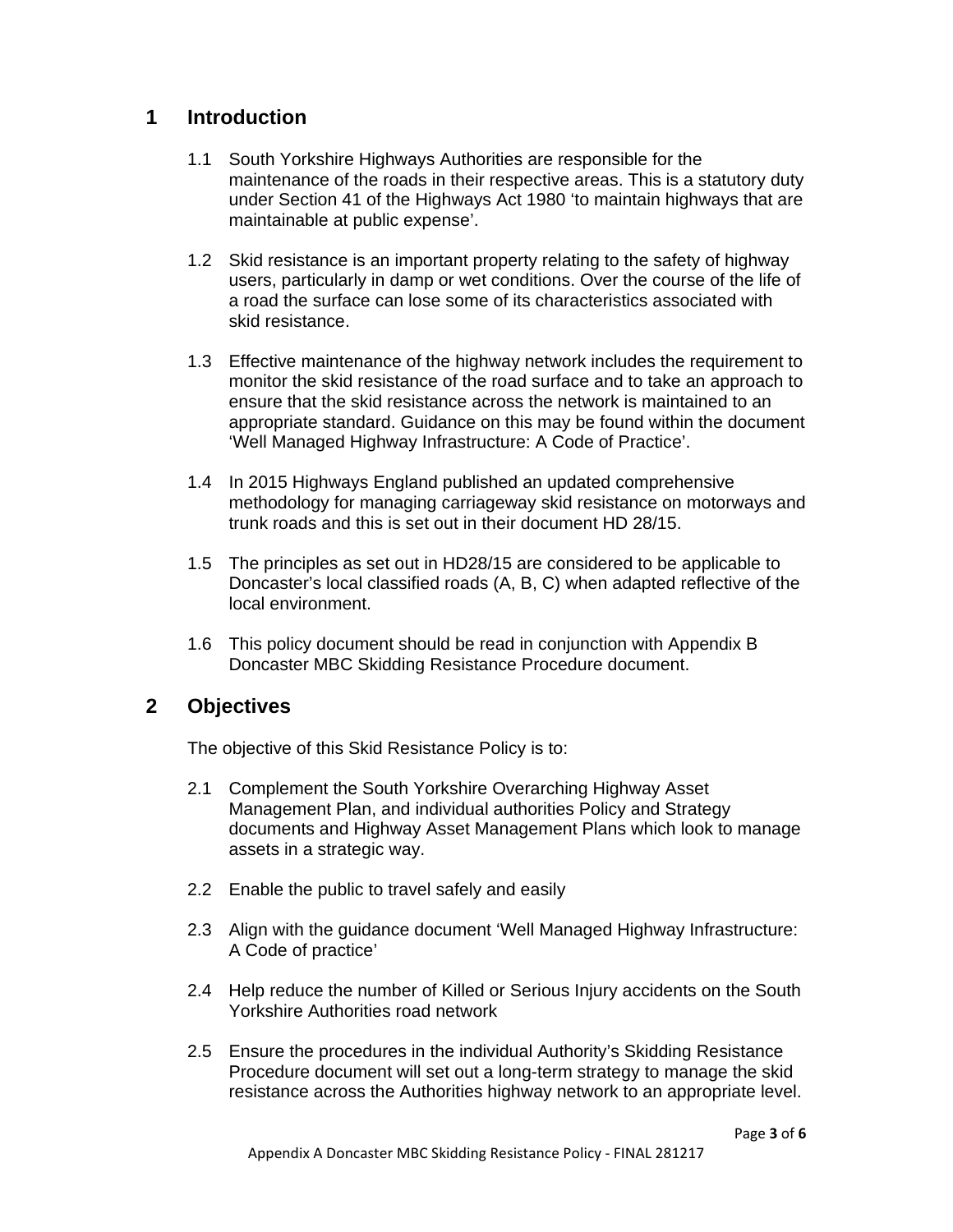## 1 Introduction

1.1 South Yorkshire Highways Authorities are responsible for the maintenance of the roads in their respective areas. This is a statutory duty under Section 41 of the Highways Act 1980 'to maintain highways that are maintainable at public expense'.

1.2 Skid resistance is an important property relating to the safety of highway users, particularly in damp or wet conditions. Over the course of the life of a road the surface can lose some of its characteristics associated with skid resistance.

1.3 Effective maintenance of the highway network includes the requirement to monitor the skid resistance of the road surface and to take an approach to ensure that the skid resistance across the network is maintained to an appropriate standard. Guidance on this may be found within the document 'Well Managed Highway Infrastructure: A Code of Practice'.

1.4 In 2015 Highways England published an updated comprehensive methodology for managing carriageway skid resistance on motorways and trunk roads and this is set out in their document HD 28/15.

1.5 The principles as set out in HD28/15 are considered to be applicable to Doncaster's local classified roads (A, B, C) when adapted reflective of the local environment.

1.6 This policy document should be read in conjunction with Appendix B Doncaster MBC Skidding Resistance Procedure document.

## 2 Objectives

The objective of this Skid Resistance Policy is to:

2.1 Complement the South Yorkshire Overarching Highway Asset Management Plan, and individual authorities Policy and Strategy documents and Highway Asset Management Plans which look to manage assets in a strategic way.

2.2 Enable the public to travel safely and easily

2.3 Align with the guidance document 'Well Managed Highway Infrastructure: A Code of practice'

2.4 Help reduce the number of Killed or Serious Injury accidents on the South Yorkshire Authorities road network

2.5 Ensure the procedures in the individual Authority's Skidding Resistance Procedure document will set out a long-term strategy to manage the skid resistance across the Authorities highway network to an appropriate level.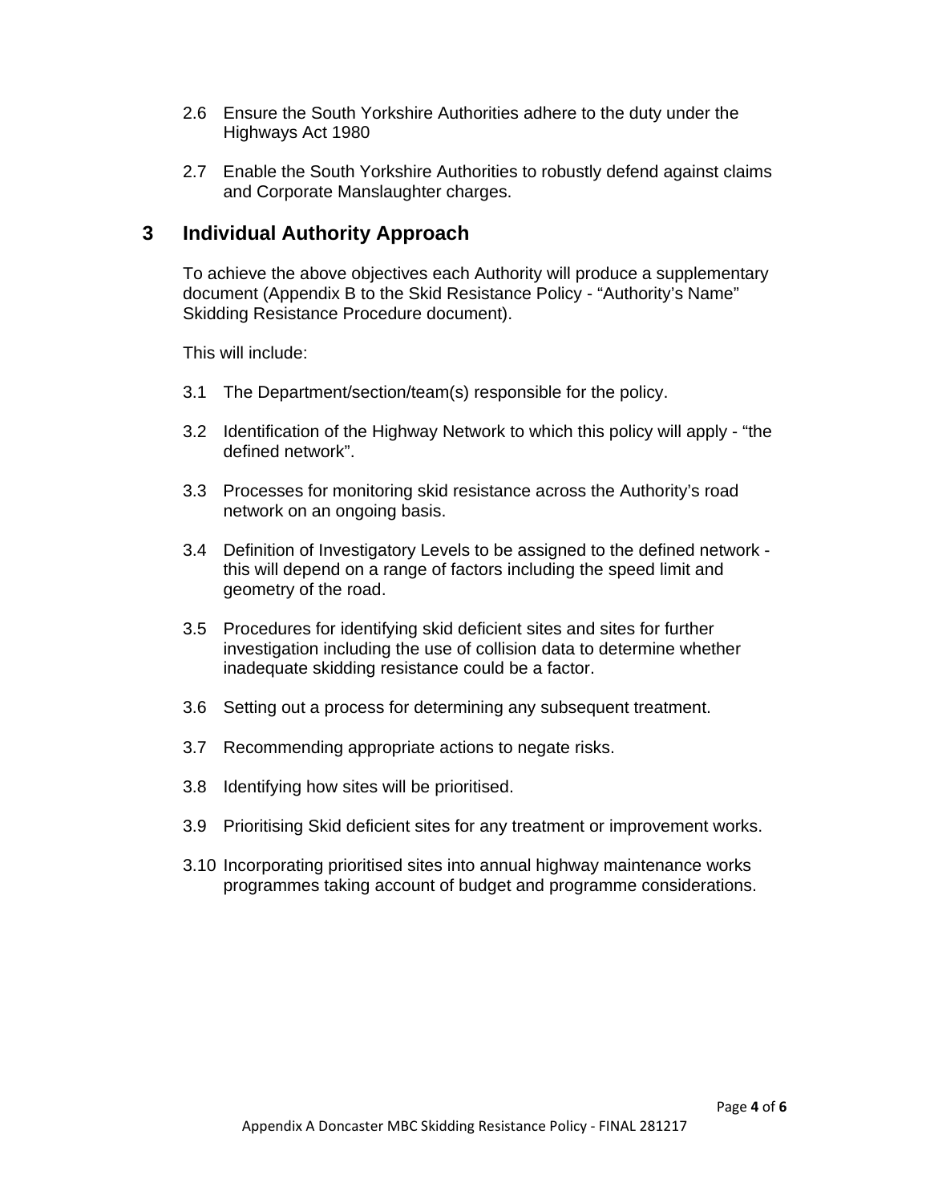2.6 Ensure the South Yorkshire Authorities adhere to the duty under the Highways Act 1980

2.7 Enable the South Yorkshire Authorities to robustly defend against claims and Corporate Manslaughter charges.

## 3 Individual Authority Approach

To achieve the above objectives each Authority will produce a supplementary document (Appendix B to the Skid Resistance Policy - "Authority's Name" Skidding Resistance Procedure document).

This will include:

3.1 The Department/section/team(s) responsible for the policy.

3.2 Identification of the Highway Network to which this policy will apply - "the defined network".

3.3 Processes for monitoring skid resistance across the Authority's road network on an ongoing basis.

3.4 Definition of Investigatory Levels to be assigned to the defined network - this will depend on a range of factors including the speed limit and geometry of the road.

3.5 Procedures for identifying skid deficient sites and sites for further investigation including the use of collision data to determine whether inadequate skidding resistance could be a factor.

3.6 Setting out a process for determining any subsequent treatment.

3.7 Recommending appropriate actions to negate risks.

3.8 Identifying how sites will be prioritised.

3.9 Prioritising Skid deficient sites for any treatment or improvement works.

3.10 Incorporating prioritised sites into annual highway maintenance works programmes taking account of budget and programme considerations.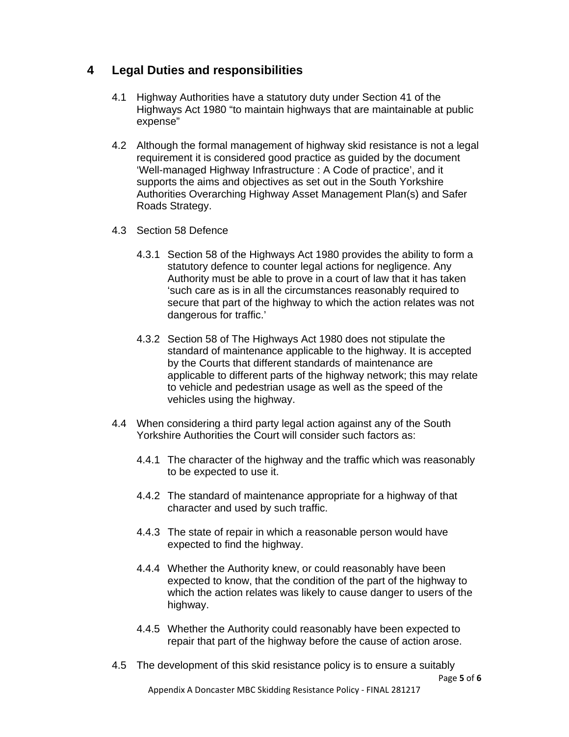# 4 Legal Duties and responsibilities

4.1 Highway Authorities have a statutory duty under Section 41 of the Highways Act 1980 “to maintain highways that are maintainable at public expense”

4.2 Although the formal management of highway skid resistance is not a legal requirement it is considered good practice as guided by the document ‘Well-managed Highway Infrastructure : A Code of practice’, and it supports the aims and objectives as set out in the South Yorkshire Authorities Overarching Highway Asset Management Plan(s) and Safer Roads Strategy.

4.3 Section 58 Defence

4.3.1 Section 58 of the Highways Act 1980 provides the ability to form a statutory defence to counter legal actions for negligence. Any Authority must be able to prove in a court of law that it has taken ‘such care as is in all the circumstances reasonably required to secure that part of the highway to which the action relates was not dangerous for traffic.’

4.3.2 Section 58 of The Highways Act 1980 does not stipulate the standard of maintenance applicable to the highway. It is accepted by the Courts that different standards of maintenance are applicable to different parts of the highway network; this may relate to vehicle and pedestrian usage as well as the speed of the vehicles using the highway.

4.4 When considering a third party legal action against any of the South Yorkshire Authorities the Court will consider such factors as:

4.4.1 The character of the highway and the traffic which was reasonably to be expected to use it.

4.4.2 The standard of maintenance appropriate for a highway of that character and used by such traffic.

4.4.3 The state of repair in which a reasonable person would have expected to find the highway.

4.4.4 Whether the Authority knew, or could reasonably have been expected to know, that the condition of the part of the highway to which the action relates was likely to cause danger to users of the highway.

4.4.5 Whether the Authority could reasonably have been expected to repair that part of the highway before the cause of action arose.

4.5 The development of this skid resistance policy is to ensure a suitably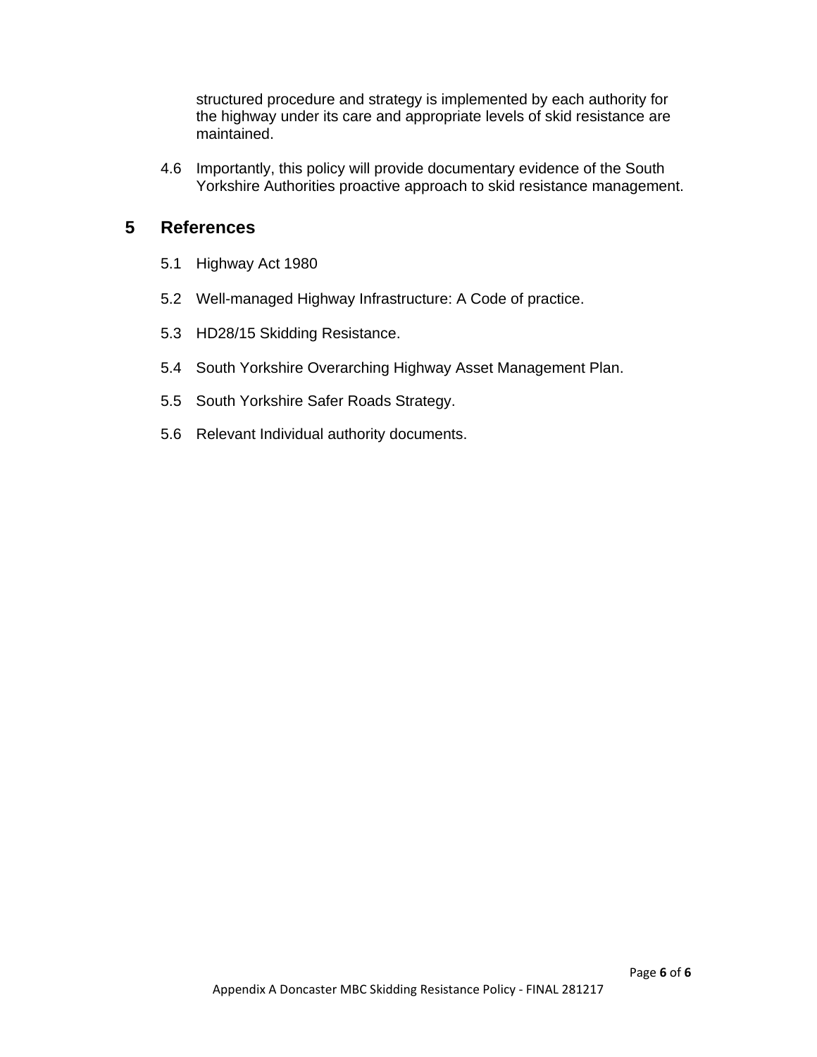structured procedure and strategy is implemented by each authority for the highway under its care and appropriate levels of skid resistance are maintained.

4.6 Importantly, this policy will provide documentary evidence of the South Yorkshire Authorities proactive approach to skid resistance management.

## 5 References

5.1 Highway Act 1980

5.2 Well-managed Highway Infrastructure: A Code of practice.

5.3 HD28/15 Skidding Resistance.

5.4 South Yorkshire Overarching Highway Asset Management Plan.

5.5 South Yorkshire Safer Roads Strategy.

5.6 Relevant Individual authority documents.